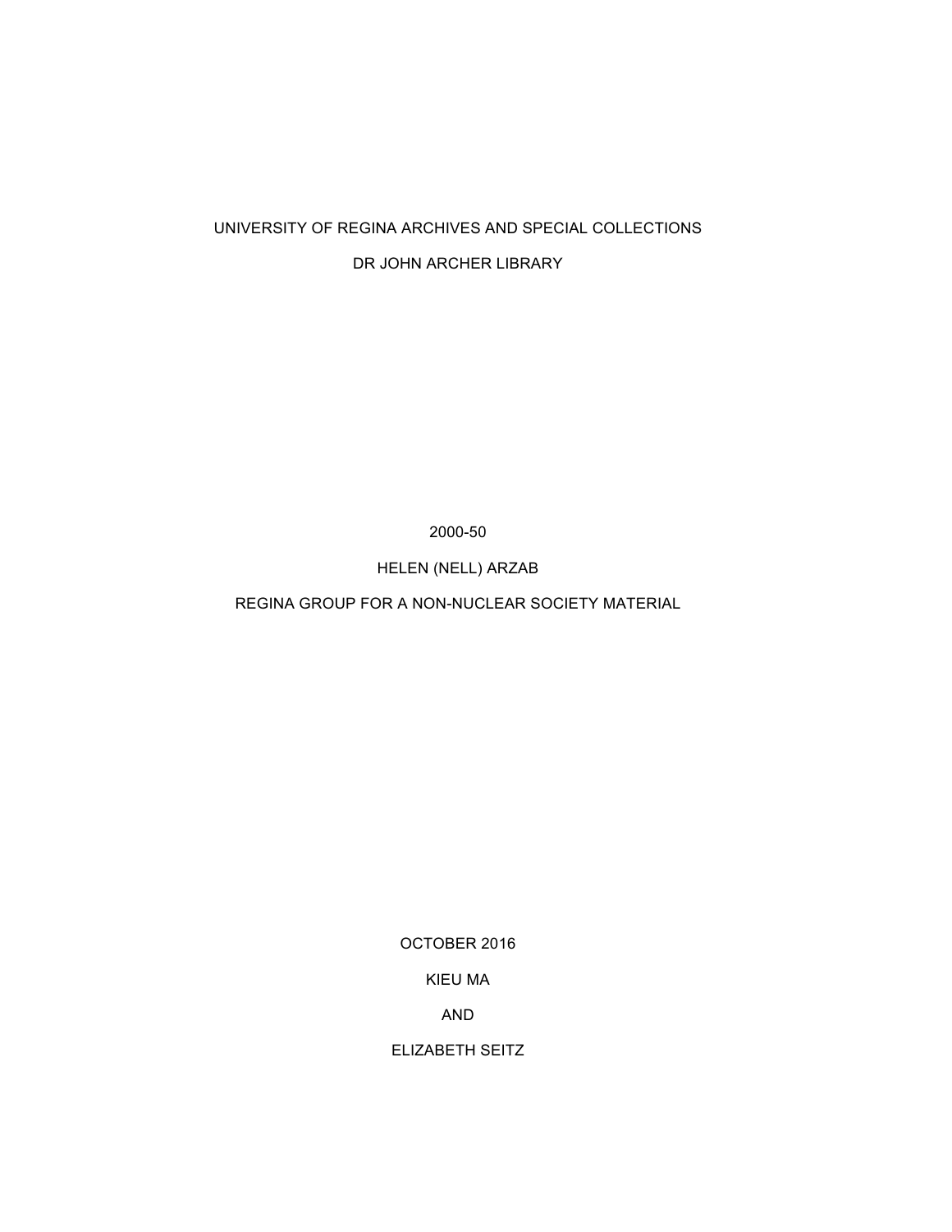UNIVERSITY OF REGINA ARCHIVES AND SPECIAL COLLECTIONS

DR JOHN ARCHER LIBRARY

2000-50

HELEN (NELL) ARZAB

REGINA GROUP FOR A NON-NUCLEAR SOCIETY MATERIAL

OCTOBER 2016

KIEU MA

AND

ELIZABETH SEITZ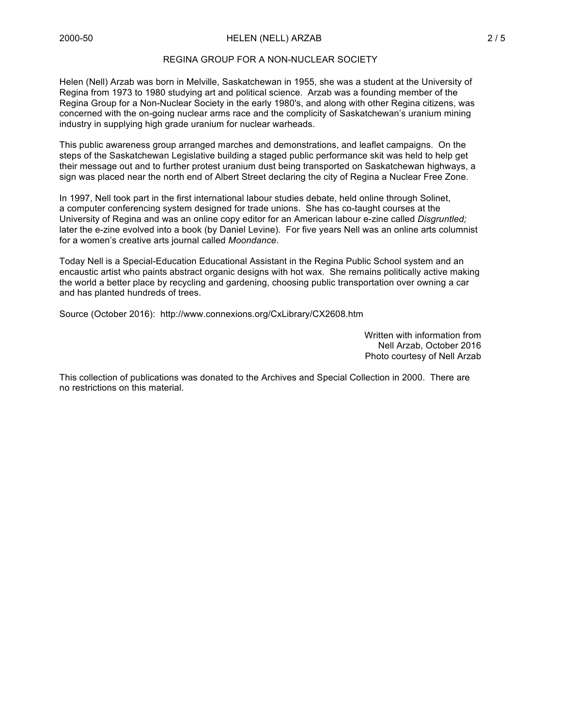## REGINA GROUP FOR A NON-NUCLEAR SOCIETY

Helen (Nell) Arzab was born in Melville, Saskatchewan in 1955, she was a student at the University of Regina from 1973 to 1980 studying art and political science. Arzab was a founding member of the Regina Group for a Non-Nuclear Society in the early 1980's, and along with other Regina citizens, was concerned with the on-going nuclear arms race and the complicity of Saskatchewan's uranium mining industry in supplying high grade uranium for nuclear warheads.

This public awareness group arranged marches and demonstrations, and leaflet campaigns. On the steps of the Saskatchewan Legislative building a staged public performance skit was held to help get their message out and to further protest uranium dust being transported on Saskatchewan highways, a sign was placed near the north end of Albert Street declaring the city of Regina a Nuclear Free Zone.

In 1997, Nell took part in the first international labour studies debate, held online through Solinet, a computer conferencing system designed for trade unions. She has co-taught courses at the University of Regina and was an online copy editor for an American labour e-zine called *Disgruntled;* later the e-zine evolved into a book (by Daniel Levine). For five years Nell was an online arts columnist for a women's creative arts journal called *Moondance*.

Today Nell is a Special-Education Educational Assistant in the Regina Public School system and an encaustic artist who paints abstract organic designs with hot wax. She remains politically active making the world a better place by recycling and gardening, choosing public transportation over owning a car and has planted hundreds of trees.

Source (October 2016): http://www.connexions.org/CxLibrary/CX2608.htm

Written with information from
Nell Arzab, October 2016
Photo courtesy of Nell Arzab

This collection of publications was donated to the Archives and Special Collection in 2000. There are no restrictions on this material.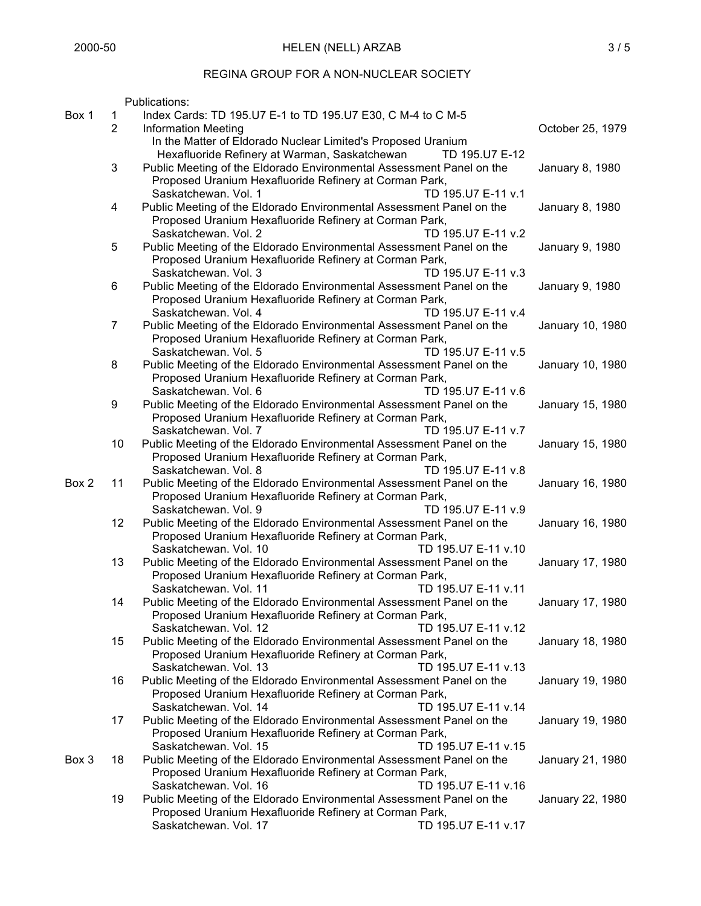## REGINA GROUP FOR A NON-NUCLEAR SOCIETY

Publications:

| Box | File | Description | Call Number | Date |
|---|---|---|---|---|
| Box 1 | 1 | Index Cards: TD 195.U7 E-1 to TD 195.U7 E30, C M-4 to C M-5 | | |
| | 2 | Information Meeting In the Matter of Eldorado Nuclear Limited's Proposed Uranium Hexafluoride Refinery at Warman, Saskatchewan | TD 195.U7 E-12 | October 25, 1979 |
| | 3 | Public Meeting of the Eldorado Environmental Assessment Panel on the Proposed Uranium Hexafluoride Refinery at Corman Park, Saskatchewan. Vol. 1 | TD 195.U7 E-11 v.1 | January 8, 1980 |
| | 4 | Public Meeting of the Eldorado Environmental Assessment Panel on the Proposed Uranium Hexafluoride Refinery at Corman Park, Saskatchewan. Vol. 2 | TD 195.U7 E-11 v.2 | January 8, 1980 |
| | 5 | Public Meeting of the Eldorado Environmental Assessment Panel on the Proposed Uranium Hexafluoride Refinery at Corman Park, Saskatchewan. Vol. 3 | TD 195.U7 E-11 v.3 | January 9, 1980 |
| | 6 | Public Meeting of the Eldorado Environmental Assessment Panel on the Proposed Uranium Hexafluoride Refinery at Corman Park, Saskatchewan. Vol. 4 | TD 195.U7 E-11 v.4 | January 9, 1980 |
| | 7 | Public Meeting of the Eldorado Environmental Assessment Panel on the Proposed Uranium Hexafluoride Refinery at Corman Park, Saskatchewan. Vol. 5 | TD 195.U7 E-11 v.5 | January 10, 1980 |
| | 8 | Public Meeting of the Eldorado Environmental Assessment Panel on the Proposed Uranium Hexafluoride Refinery at Corman Park, Saskatchewan. Vol. 6 | TD 195.U7 E-11 v.6 | January 10, 1980 |
| | 9 | Public Meeting of the Eldorado Environmental Assessment Panel on the Proposed Uranium Hexafluoride Refinery at Corman Park, Saskatchewan. Vol. 7 | TD 195.U7 E-11 v.7 | January 15, 1980 |
| | 10 | Public Meeting of the Eldorado Environmental Assessment Panel on the Proposed Uranium Hexafluoride Refinery at Corman Park, Saskatchewan. Vol. 8 | TD 195.U7 E-11 v.8 | January 15, 1980 |
| Box 2 | 11 | Public Meeting of the Eldorado Environmental Assessment Panel on the Proposed Uranium Hexafluoride Refinery at Corman Park, Saskatchewan. Vol. 9 | TD 195.U7 E-11 v.9 | January 16, 1980 |
| | 12 | Public Meeting of the Eldorado Environmental Assessment Panel on the Proposed Uranium Hexafluoride Refinery at Corman Park, Saskatchewan. Vol. 10 | TD 195.U7 E-11 v.10 | January 16, 1980 |
| | 13 | Public Meeting of the Eldorado Environmental Assessment Panel on the Proposed Uranium Hexafluoride Refinery at Corman Park, Saskatchewan. Vol. 11 | TD 195.U7 E-11 v.11 | January 17, 1980 |
| | 14 | Public Meeting of the Eldorado Environmental Assessment Panel on the Proposed Uranium Hexafluoride Refinery at Corman Park, Saskatchewan. Vol. 12 | TD 195.U7 E-11 v.12 | January 17, 1980 |
| | 15 | Public Meeting of the Eldorado Environmental Assessment Panel on the Proposed Uranium Hexafluoride Refinery at Corman Park, Saskatchewan. Vol. 13 | TD 195.U7 E-11 v.13 | January 18, 1980 |
| | 16 | Public Meeting of the Eldorado Environmental Assessment Panel on the Proposed Uranium Hexafluoride Refinery at Corman Park, Saskatchewan. Vol. 14 | TD 195.U7 E-11 v.14 | January 19, 1980 |
| | 17 | Public Meeting of the Eldorado Environmental Assessment Panel on the Proposed Uranium Hexafluoride Refinery at Corman Park, Saskatchewan. Vol. 15 | TD 195.U7 E-11 v.15 | January 19, 1980 |
| Box 3 | 18 | Public Meeting of the Eldorado Environmental Assessment Panel on the Proposed Uranium Hexafluoride Refinery at Corman Park, Saskatchewan. Vol. 16 | TD 195.U7 E-11 v.16 | January 21, 1980 |
| | 19 | Public Meeting of the Eldorado Environmental Assessment Panel on the Proposed Uranium Hexafluoride Refinery at Corman Park, Saskatchewan. Vol. 17 | TD 195.U7 E-11 v.17 | January 22, 1980 |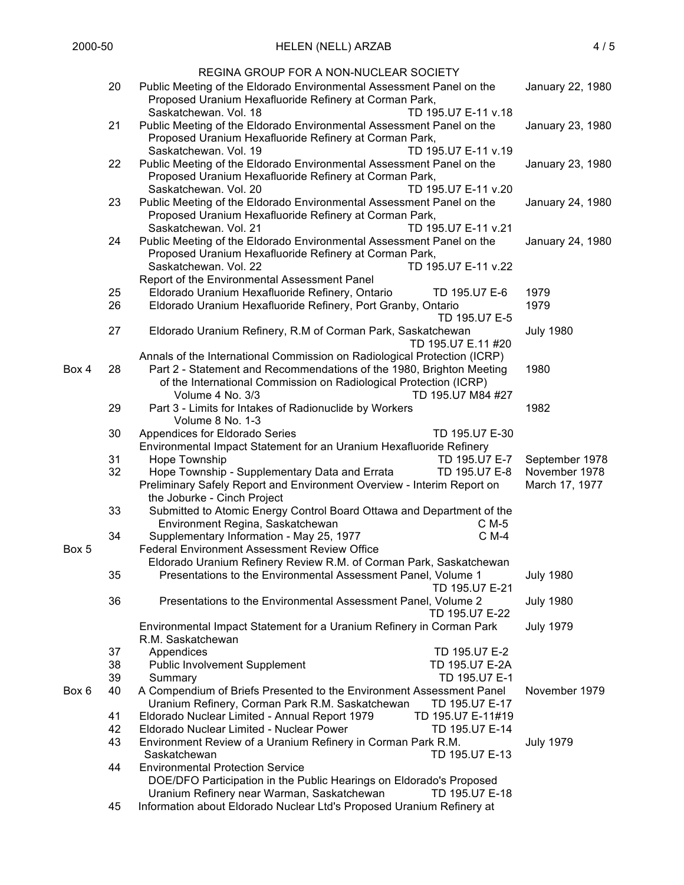REGINA GROUP FOR A NON-NUCLEAR SOCIETY

| Box | File | Description | Call Number | Date |
|---|---|---|---|---|
| | 20 | Public Meeting of the Eldorado Environmental Assessment Panel on the Proposed Uranium Hexafluoride Refinery at Corman Park, Saskatchewan. Vol. 18 | TD 195.U7 E-11 v.18 | January 22, 1980 |
| | 21 | Public Meeting of the Eldorado Environmental Assessment Panel on the Proposed Uranium Hexafluoride Refinery at Corman Park, Saskatchewan. Vol. 19 | TD 195.U7 E-11 v.19 | January 23, 1980 |
| | 22 | Public Meeting of the Eldorado Environmental Assessment Panel on the Proposed Uranium Hexafluoride Refinery at Corman Park, Saskatchewan. Vol. 20 | TD 195.U7 E-11 v.20 | January 23, 1980 |
| | 23 | Public Meeting of the Eldorado Environmental Assessment Panel on the Proposed Uranium Hexafluoride Refinery at Corman Park, Saskatchewan. Vol. 21 | TD 195.U7 E-11 v.21 | January 24, 1980 |
| | 24 | Public Meeting of the Eldorado Environmental Assessment Panel on the Proposed Uranium Hexafluoride Refinery at Corman Park, Saskatchewan. Vol. 22 | TD 195.U7 E-11 v.22 | January 24, 1980 |
| | | Report of the Environmental Assessment Panel | | |
| | 25 | Eldorado Uranium Hexafluoride Refinery, Ontario | TD 195.U7 E-6 | 1979 |
| | 26 | Eldorado Uranium Hexafluoride Refinery, Port Granby, Ontario | TD 195.U7 E-5 | 1979 |
| | 27 | Eldorado Uranium Refinery, R.M of Corman Park, Saskatchewan | TD 195.U7 E.11 #20 | July 1980 |
| | | Annals of the International Commission on Radiological Protection (ICRP) | | |
| Box 4 | 28 | Part 2 - Statement and Recommendations of the 1980, Brighton Meeting of the International Commission on Radiological Protection (ICRP) Volume 4 No. 3/3 | TD 195.U7 M84 #27 | 1980 |
| | 29 | Part 3 - Limits for Intakes of Radionuclide by Workers Volume 8 No. 1-3 | | 1982 |
| | 30 | Appendices for Eldorado Series | TD 195.U7 E-30 | |
| | | Environmental Impact Statement for an Uranium Hexafluoride Refinery | | |
| | 31 | Hope Township | TD 195.U7 E-7 | September 1978 |
| | 32 | Hope Township - Supplementary Data and Errata | TD 195.U7 E-8 | November 1978 |
| | | Preliminary Safely Report and Environment Overview - Interim Report on the Joburke - Cinch Project | | March 17, 1977 |
| | 33 | Submitted to Atomic Energy Control Board Ottawa and Department of the Environment Regina, Saskatchewan | C M-5 | |
| | 34 | Supplementary Information - May 25, 1977 | C M-4 | |
| Box 5 | | Federal Environment Assessment Review Office | | |
| | | Eldorado Uranium Refinery Review R.M. of Corman Park, Saskatchewan | | |
| | 35 | Presentations to the Environmental Assessment Panel, Volume 1 | TD 195.U7 E-21 | July 1980 |
| | 36 | Presentations to the Environmental Assessment Panel, Volume 2 | TD 195.U7 E-22 | July 1980 |
| | | Environmental Impact Statement for a Uranium Refinery in Corman Park R.M. Saskatchewan | | July 1979 |
| | 37 | Appendices | TD 195.U7 E-2 | |
| | 38 | Public Involvement Supplement | TD 195.U7 E-2A | |
| | 39 | Summary | TD 195.U7 E-1 | |
| Box 6 | 40 | A Compendium of Briefs Presented to the Environment Assessment Panel Uranium Refinery, Corman Park R.M. Saskatchewan | TD 195.U7 E-17 | November 1979 |
| | 41 | Eldorado Nuclear Limited - Annual Report 1979 | TD 195.U7 E-11#19 | |
| | 42 | Eldorado Nuclear Limited - Nuclear Power | TD 195.U7 E-14 | |
| | 43 | Environment Review of a Uranium Refinery in Corman Park R.M. Saskatchewan | TD 195.U7 E-13 | July 1979 |
| | 44 | Environmental Protection Service DOE/DFO Participation in the Public Hearings on Eldorado's Proposed Uranium Refinery near Warman, Saskatchewan | TD 195.U7 E-18 | |
| | 45 | Information about Eldorado Nuclear Ltd's Proposed Uranium Refinery at | | |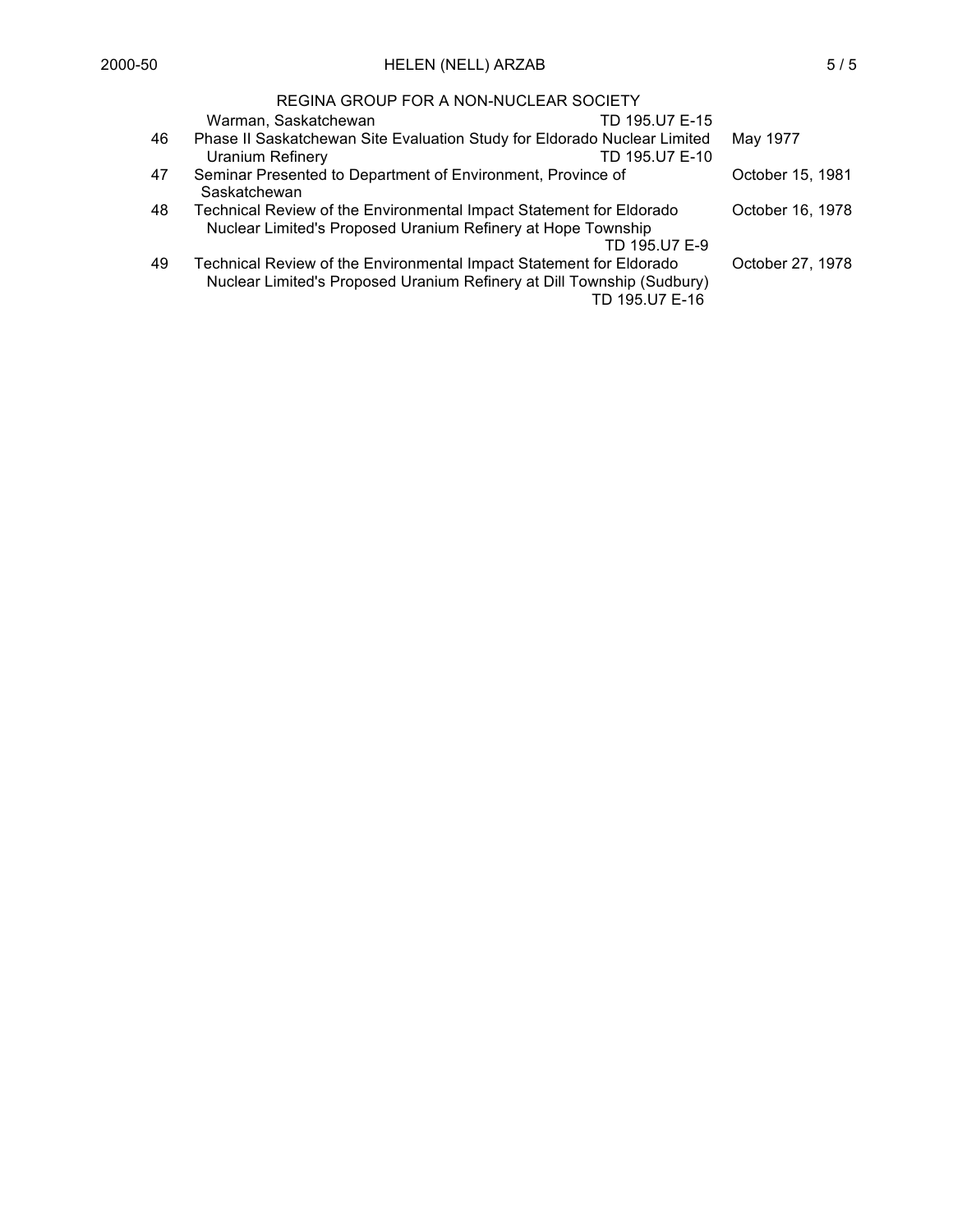REGINA GROUP FOR A NON-NUCLEAR SOCIETY

| | | |
|---|---|---|
| | Warman, Saskatchewan TD 195.U7 E-15 | |
| 46 | Phase II Saskatchewan Site Evaluation Study for Eldorado Nuclear Limited Uranium Refinery TD 195.U7 E-10 | May 1977 |
| 47 | Seminar Presented to Department of Environment, Province of Saskatchewan | October 15, 1981 |
| 48 | Technical Review of the Environmental Impact Statement for Eldorado Nuclear Limited's Proposed Uranium Refinery at Hope Township TD 195.U7 E-9 | October 16, 1978 |
| 49 | Technical Review of the Environmental Impact Statement for Eldorado Nuclear Limited's Proposed Uranium Refinery at Dill Township (Sudbury) TD 195.U7 E-16 | October 27, 1978 |